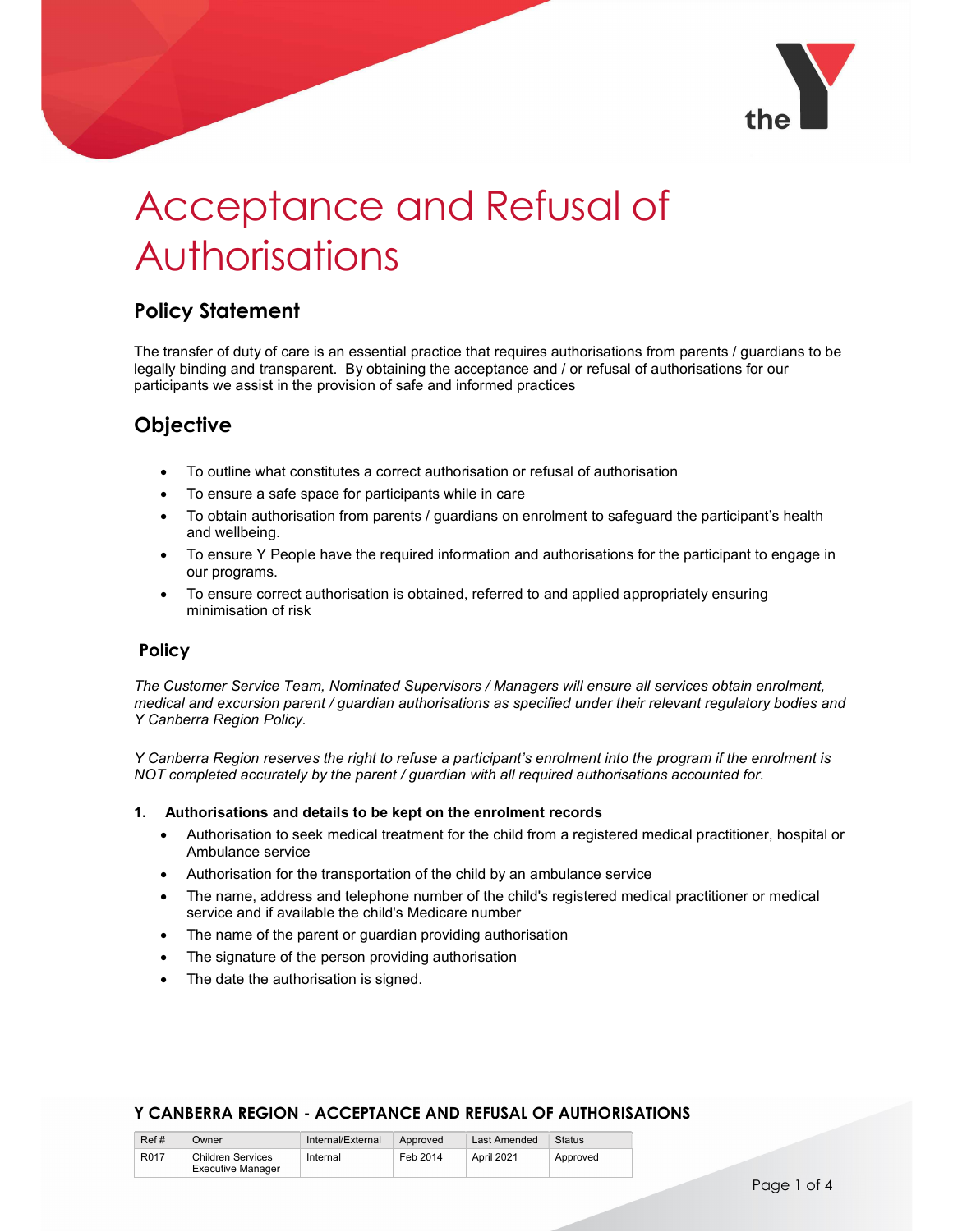# Acceptance and Refusal of Authorisations

## Policy Statement

The transfer of duty of care is an essential practice that requires authorisations from parents / guardians to be legally binding and transparent. By obtaining the acceptance and / or refusal of authorisations for our participants we assist in the provision of safe and informed practices

## Objective

- To outline what constitutes a correct authorisation or refusal of authorisation
- To ensure a safe space for participants while in care
- To obtain authorisation from parents / guardians on enrolment to safeguard the participant's health and wellbeing.
- To ensure Y People have the required information and authorisations for the participant to engage in our programs.
- To ensure correct authorisation is obtained, referred to and applied appropriately ensuring minimisation of risk

## Policy

*The Customer Service Team, Nominated Supervisors / Managers will ensure all services obtain enrolment, medical and excursion parent / guardian authorisations as specified under their relevant regulatory bodies and Y Canberra Region Policy.*

*Y Canberra Region reserves the right to refuse a participant's enrolment into the program if the enrolment is NOT completed accurately by the parent / guardian with all required authorisations accounted for.*

**1. Authorisations and details to be kept on the enrolment records**

- Authorisation to seek medical treatment for the child from a registered medical practitioner, hospital or Ambulance service
- Authorisation for the transportation of the child by an ambulance service
- The name, address and telephone number of the child's registered medical practitioner or medical service and if available the child's Medicare number
- The name of the parent or guardian providing authorisation
- The signature of the person providing authorisation
- The date the authorisation is signed.

**Y CANBERRA REGION - ACCEPTANCE AND REFUSAL OF AUTHORISATIONS**

| Ref # | Owner | Internal/External | Approved | Last Amended | Status |
|---|---|---|---|---|---|
| R017 | Children Services Executive Manager | Internal | Feb 2014 | April 2021 | Approved |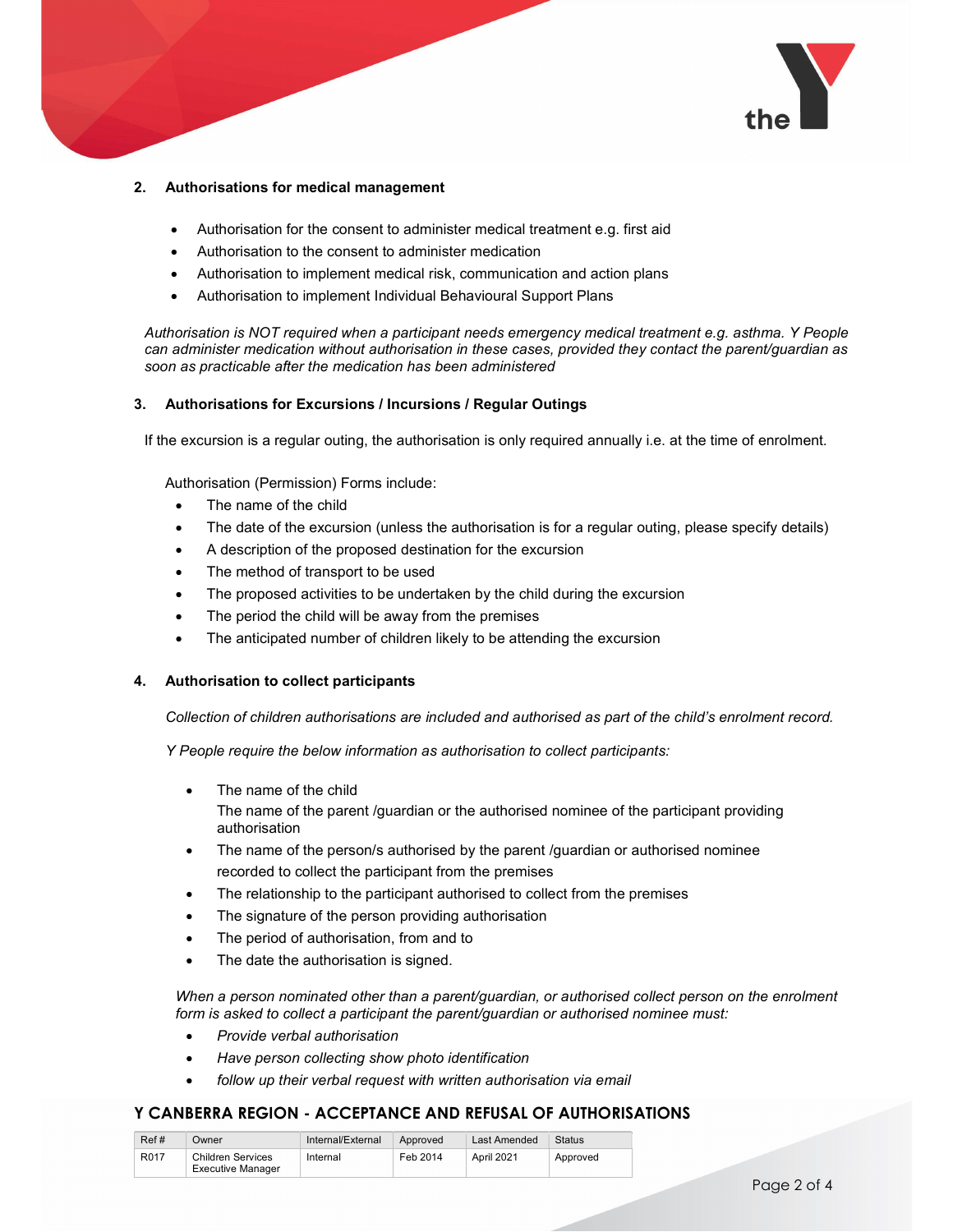## 2. Authorisations for medical management

- Authorisation for the consent to administer medical treatment e.g. first aid
- Authorisation to the consent to administer medication
- Authorisation to implement medical risk, communication and action plans
- Authorisation to implement Individual Behavioural Support Plans

*Authorisation is NOT required when a participant needs emergency medical treatment e.g. asthma. Y People can administer medication without authorisation in these cases, provided they contact the parent/guardian as soon as practicable after the medication has been administered*

## 3. Authorisations for Excursions / Incursions / Regular Outings

If the excursion is a regular outing, the authorisation is only required annually i.e. at the time of enrolment.

Authorisation (Permission) Forms include:

- The name of the child
- The date of the excursion (unless the authorisation is for a regular outing, please specify details)
- A description of the proposed destination for the excursion
- The method of transport to be used
- The proposed activities to be undertaken by the child during the excursion
- The period the child will be away from the premises
- The anticipated number of children likely to be attending the excursion

## 4. Authorisation to collect participants

*Collection of children authorisations are included and authorised as part of the child's enrolment record.*

*Y People require the below information as authorisation to collect participants:*

- The name of the child
  The name of the parent /guardian or the authorised nominee of the participant providing authorisation
- The name of the person/s authorised by the parent /guardian or authorised nominee recorded to collect the participant from the premises
- The relationship to the participant authorised to collect from the premises
- The signature of the person providing authorisation
- The period of authorisation, from and to
- The date the authorisation is signed.

*When a person nominated other than a parent/guardian, or authorised collect person on the enrolment form is asked to collect a participant the parent/guardian or authorised nominee must:*

- *Provide verbal authorisation*
- *Have person collecting show photo identification*
- *follow up their verbal request with written authorisation via email*

**Y CANBERRA REGION - ACCEPTANCE AND REFUSAL OF AUTHORISATIONS**

| Ref # | Owner | Internal/External | Approved | Last Amended | Status |
|---|---|---|---|---|---|
| R017 | Children Services Executive Manager | Internal | Feb 2014 | April 2021 | Approved |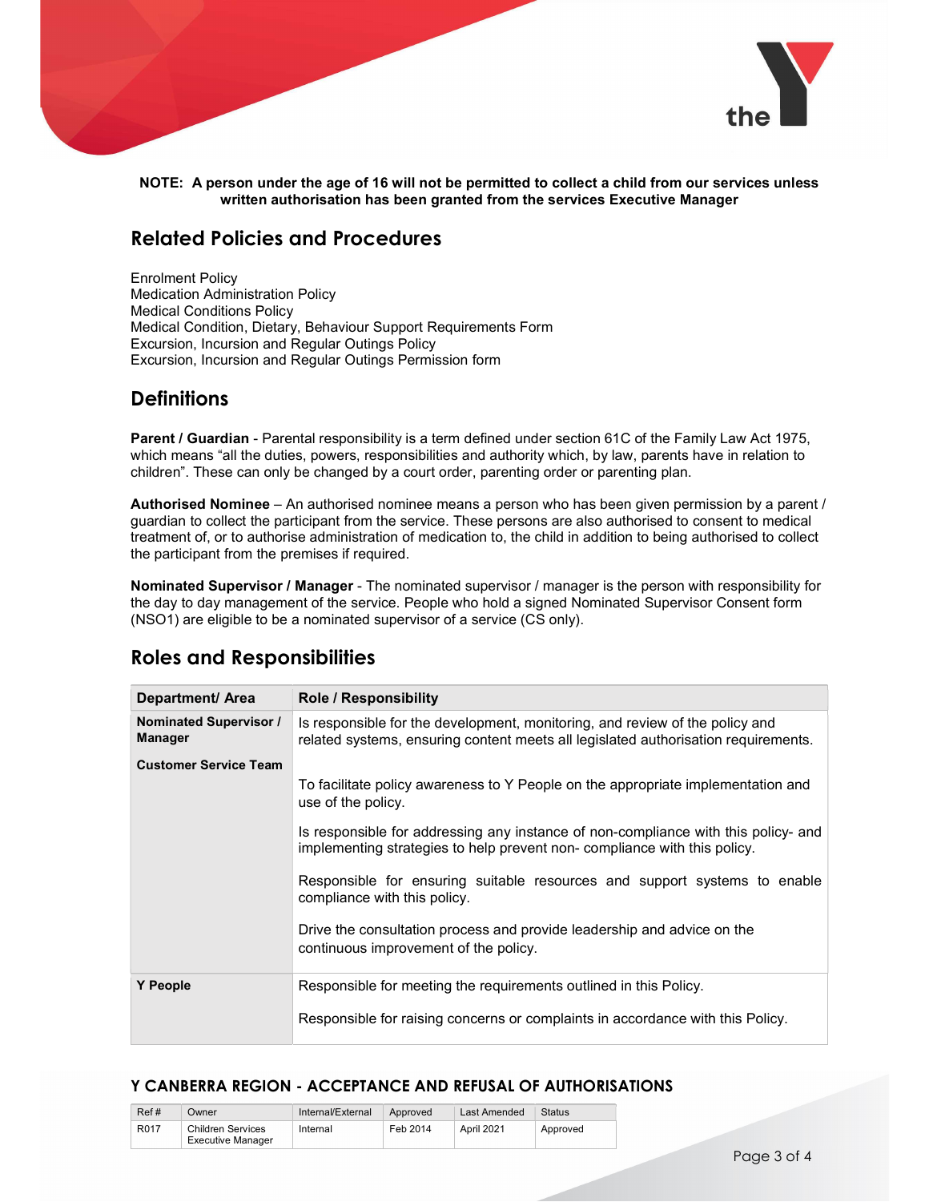**NOTE: A person under the age of 16 will not be permitted to collect a child from our services unless written authorisation has been granted from the services Executive Manager**

## Related Policies and Procedures

Enrolment Policy
Medication Administration Policy
Medical Conditions Policy
Medical Condition, Dietary, Behaviour Support Requirements Form
Excursion, Incursion and Regular Outings Policy
Excursion, Incursion and Regular Outings Permission form

## Definitions

**Parent / Guardian** - Parental responsibility is a term defined under section 61C of the Family Law Act 1975, which means "all the duties, powers, responsibilities and authority which, by law, parents have in relation to children". These can only be changed by a court order, parenting order or parenting plan.

**Authorised Nominee** – An authorised nominee means a person who has been given permission by a parent / guardian to collect the participant from the service. These persons are also authorised to consent to medical treatment of, or to authorise administration of medication to, the child in addition to being authorised to collect the participant from the premises if required.

**Nominated Supervisor / Manager** - The nominated supervisor / manager is the person with responsibility for the day to day management of the service. People who hold a signed Nominated Supervisor Consent form (NSO1) are eligible to be a nominated supervisor of a service (CS only).

## Roles and Responsibilities

| Department/ Area | Role / Responsibility |
|---|---|
| **Nominated Supervisor / Manager**<br><br>**Customer Service Team** | Is responsible for the development, monitoring, and review of the policy and related systems, ensuring content meets all legislated authorisation requirements.<br><br>To facilitate policy awareness to Y People on the appropriate implementation and use of the policy.<br><br>Is responsible for addressing any instance of non-compliance with this policy- and implementing strategies to help prevent non- compliance with this policy.<br><br>Responsible for ensuring suitable resources and support systems to enable compliance with this policy.<br><br>Drive the consultation process and provide leadership and advice on the continuous improvement of the policy. |
| **Y People** | Responsible for meeting the requirements outlined in this Policy.<br><br>Responsible for raising concerns or complaints in accordance with this Policy. |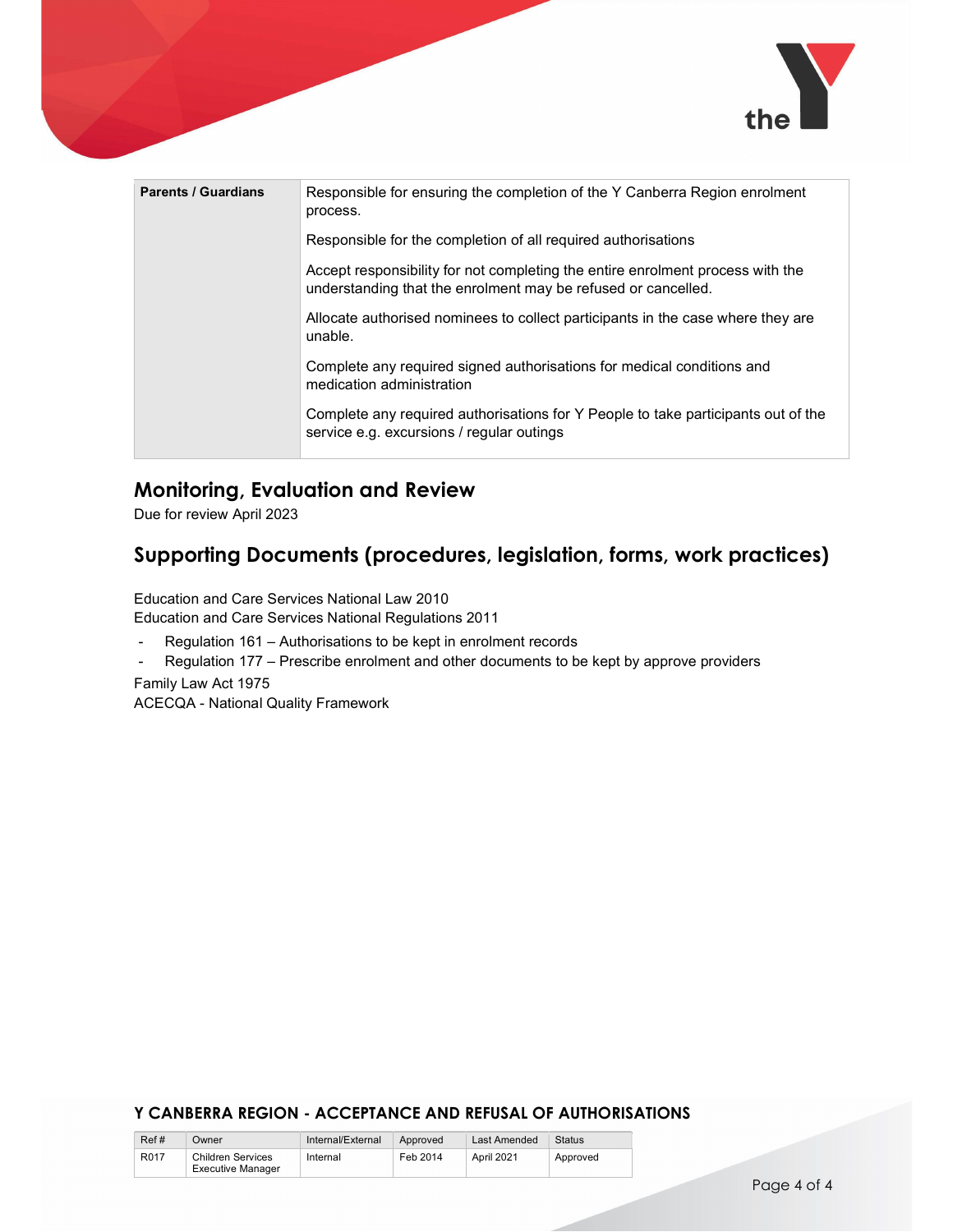| | |
|---|---|
| **Parents / Guardians** | Responsible for ensuring the completion of the Y Canberra Region enrolment process.<br><br>Responsible for the completion of all required authorisations<br><br>Accept responsibility for not completing the entire enrolment process with the understanding that the enrolment may be refused or cancelled.<br><br>Allocate authorised nominees to collect participants in the case where they are unable.<br><br>Complete any required signed authorisations for medical conditions and medication administration<br><br>Complete any required authorisations for Y People to take participants out of the service e.g. excursions / regular outings |

## Monitoring, Evaluation and Review

Due for review April 2023

## Supporting Documents (procedures, legislation, forms, work practices)

Education and Care Services National Law 2010
Education and Care Services National Regulations 2011

- Regulation 161 – Authorisations to be kept in enrolment records
- Regulation 177 – Prescribe enrolment and other documents to be kept by approve providers

Family Law Act 1975
ACECQA - National Quality Framework

**Y CANBERRA REGION - ACCEPTANCE AND REFUSAL OF AUTHORISATIONS**

| Ref # | Owner | Internal/External | Approved | Last Amended | Status |
|---|---|---|---|---|---|
| R017 | Children Services Executive Manager | Internal | Feb 2014 | April 2021 | Approved |